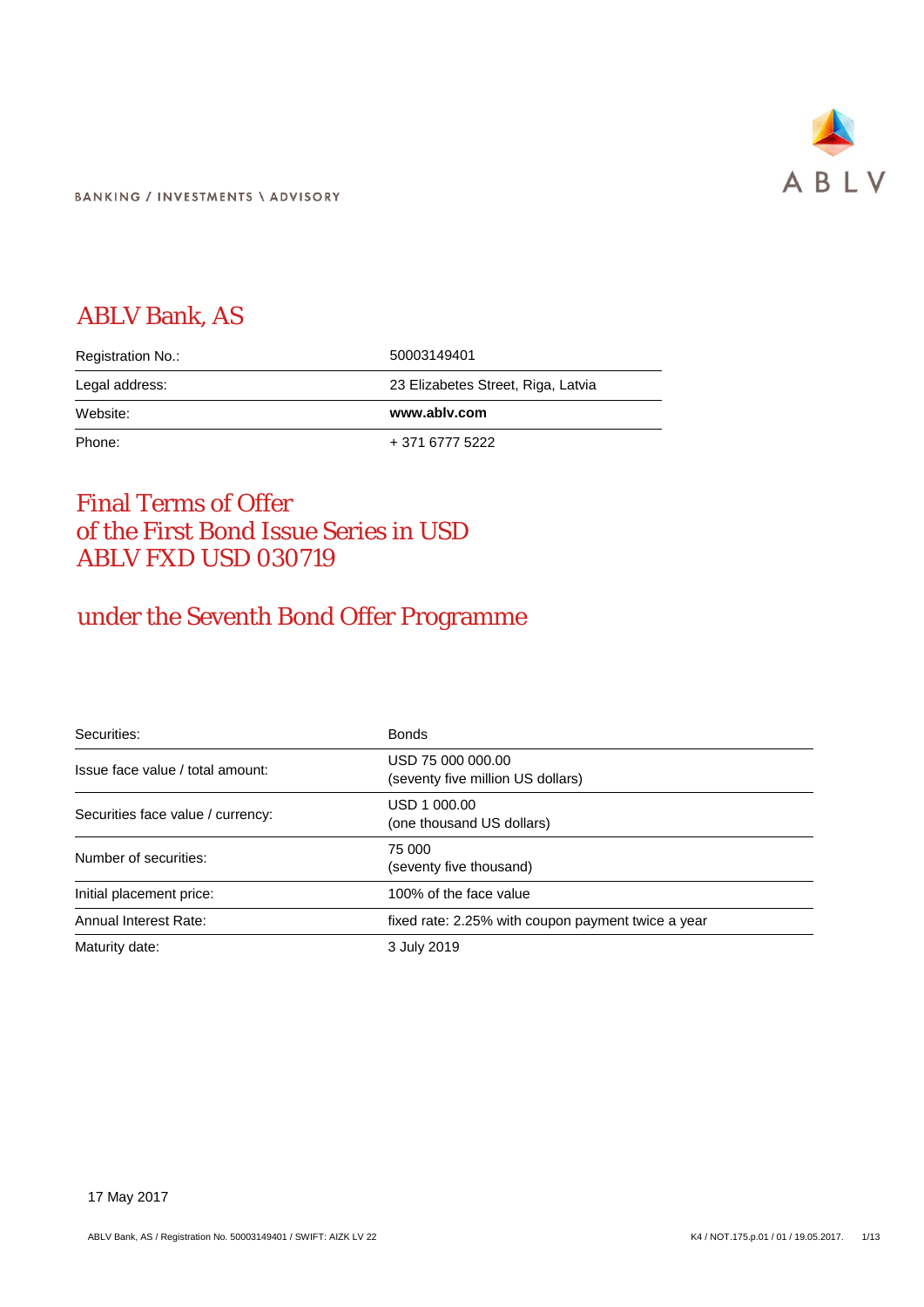BANKING / INVESTMENTS \ ADVISORY

ABLV

# ABLV Bank, AS

| | |
|---|---|
| Registration No.: | 50003149401 |
| Legal address: | 23 Elizabetes Street, Riga, Latvia |
| Website: | **www.ablv.com** |
| Phone: | + 371 6777 5222 |

# Final Terms of Offer of the First Bond Issue Series in USD ABLV FXD USD 030719

## under the Seventh Bond Offer Programme

| | |
|---|---|
| Securities: | Bonds |
| Issue face value / total amount: | USD 75 000 000.00 (seventy five million US dollars) |
| Securities face value / currency: | USD 1 000.00 (one thousand US dollars) |
| Number of securities: | 75 000 (seventy five thousand) |
| Initial placement price: | 100% of the face value |
| Annual Interest Rate: | fixed rate: 2.25% with coupon payment twice a year |
| Maturity date: | 3 July 2019 |

17 May 2017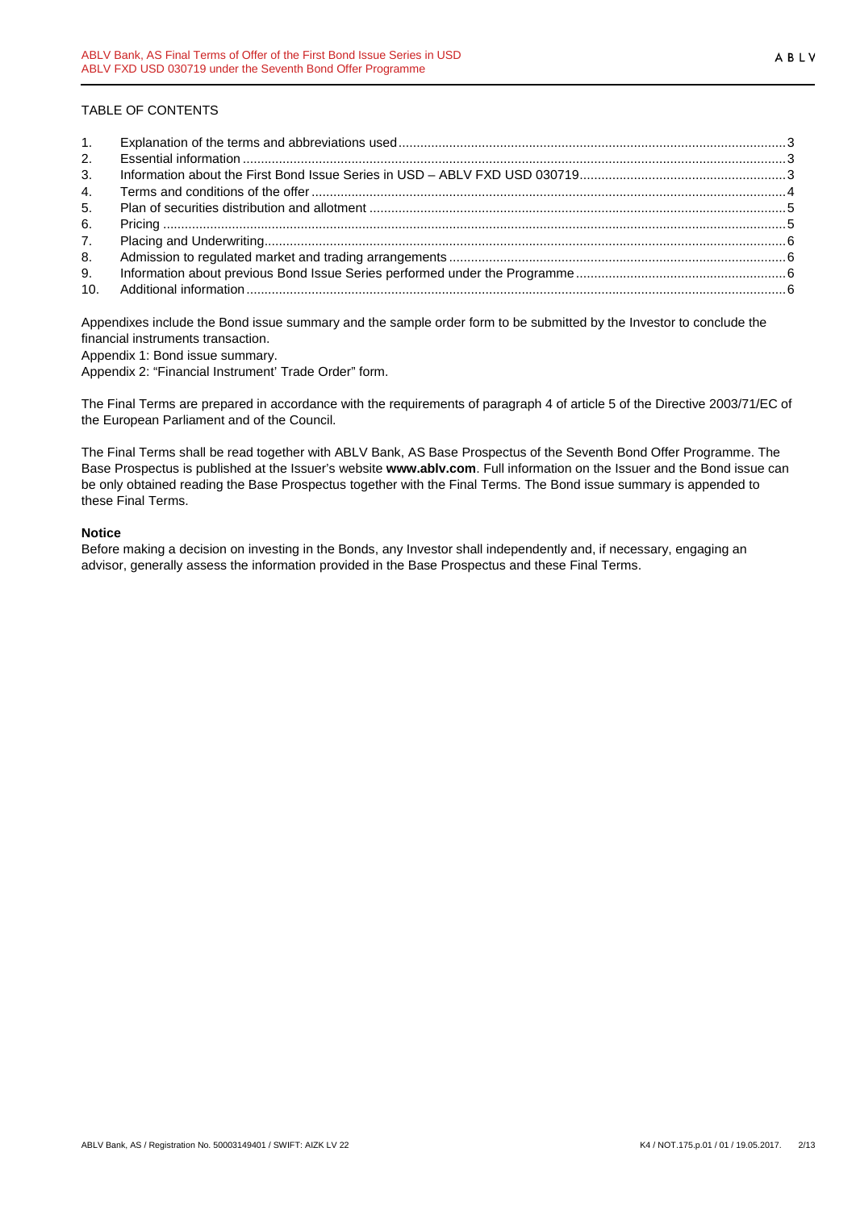TABLE OF CONTENTS

| | | |
|---|---|---|
| 1. | Explanation of the terms and abbreviations used | 3 |
| 2. | Essential information | 3 |
| 3. | Information about the First Bond Issue Series in USD – ABLV FXD USD 030719 | 3 |
| 4. | Terms and conditions of the offer | 4 |
| 5. | Plan of securities distribution and allotment | 5 |
| 6. | Pricing | 5 |
| 7. | Placing and Underwriting | 6 |
| 8. | Admission to regulated market and trading arrangements | 6 |
| 9. | Information about previous Bond Issue Series performed under the Programme | 6 |
| 10. | Additional information | 6 |

Appendixes include the Bond issue summary and the sample order form to be submitted by the Investor to conclude the financial instruments transaction.

Appendix 1: Bond issue summary.

Appendix 2: "Financial Instrument' Trade Order" form.

The Final Terms are prepared in accordance with the requirements of paragraph 4 of article 5 of the Directive 2003/71/EC of the European Parliament and of the Council.

The Final Terms shall be read together with ABLV Bank, AS Base Prospectus of the Seventh Bond Offer Programme. The Base Prospectus is published at the Issuer's website **www.ablv.com**. Full information on the Issuer and the Bond issue can be only obtained reading the Base Prospectus together with the Final Terms. The Bond issue summary is appended to these Final Terms.

**Notice**

Before making a decision on investing in the Bonds, any Investor shall independently and, if necessary, engaging an advisor, generally assess the information provided in the Base Prospectus and these Final Terms.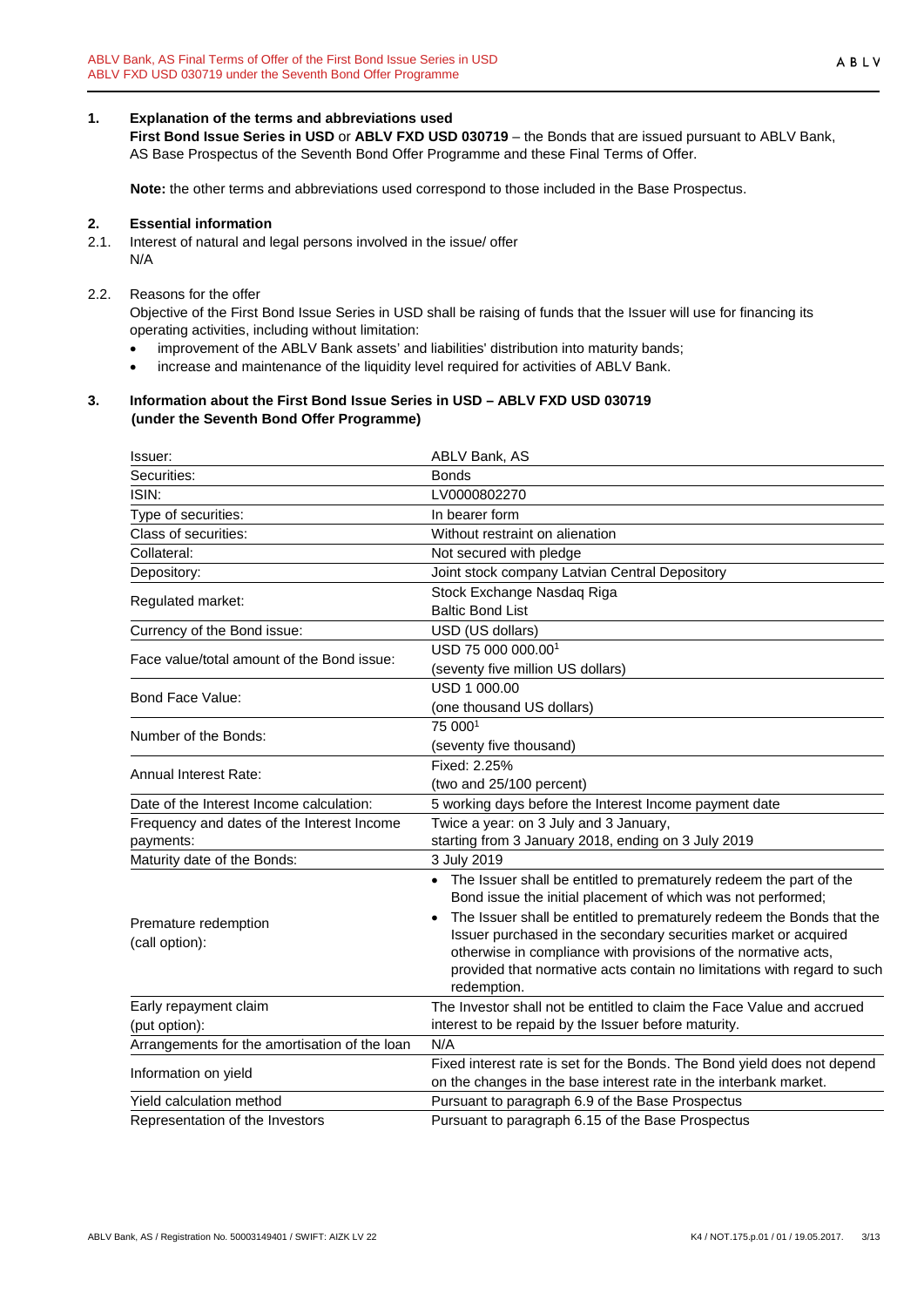## 1. Explanation of the terms and abbreviations used

**First Bond Issue Series in USD** or **ABLV FXD USD 030719** – the Bonds that are issued pursuant to ABLV Bank, AS Base Prospectus of the Seventh Bond Offer Programme and these Final Terms of Offer.

**Note:** the other terms and abbreviations used correspond to those included in the Base Prospectus.

## 2. Essential information

2.1. Interest of natural and legal persons involved in the issue/ offer

N/A

2.2. Reasons for the offer

Objective of the First Bond Issue Series in USD shall be raising of funds that the Issuer will use for financing its operating activities, including without limitation:

- improvement of the ABLV Bank assets' and liabilities' distribution into maturity bands;
- increase and maintenance of the liquidity level required for activities of ABLV Bank.

## 3. Information about the First Bond Issue Series in USD – ABLV FXD USD 030719 (under the Seventh Bond Offer Programme)

| | |
|---|---|
| Issuer: | ABLV Bank, AS |
| Securities: | Bonds |
| ISIN: | LV0000802270 |
| Type of securities: | In bearer form |
| Class of securities: | Without restraint on alienation |
| Collateral: | Not secured with pledge |
| Depository: | Joint stock company Latvian Central Depository |
| Regulated market: | Stock Exchange Nasdaq Riga<br>Baltic Bond List |
| Currency of the Bond issue: | USD (US dollars) |
| Face value/total amount of the Bond issue: | USD 75 000 000.00[1]<br>(seventy five million US dollars) |
| Bond Face Value: | USD 1 000.00<br>(one thousand US dollars) |
| Number of the Bonds: | 75 000[1]<br>(seventy five thousand) |
| Annual Interest Rate: | Fixed: 2.25%<br>(two and 25/100 percent) |
| Date of the Interest Income calculation: | 5 working days before the Interest Income payment date |
| Frequency and dates of the Interest Income payments: | Twice a year: on 3 July and 3 January,<br>starting from 3 January 2018, ending on 3 July 2019 |
| Maturity date of the Bonds: | 3 July 2019 |
| Premature redemption<br>(call option): | • The Issuer shall be entitled to prematurely redeem the part of the Bond issue the initial placement of which was not performed;<br>• The Issuer shall be entitled to prematurely redeem the Bonds that the Issuer purchased in the secondary securities market or acquired otherwise in compliance with provisions of the normative acts, provided that normative acts contain no limitations with regard to such redemption. |
| Early repayment claim<br>(put option): | The Investor shall not be entitled to claim the Face Value and accrued interest to be repaid by the Issuer before maturity. |
| Arrangements for the amortisation of the loan | N/A |
| Information on yield | Fixed interest rate is set for the Bonds. The Bond yield does not depend on the changes in the base interest rate in the interbank market. |
| Yield calculation method | Pursuant to paragraph 6.9 of the Base Prospectus |
| Representation of the Investors | Pursuant to paragraph 6.15 of the Base Prospectus |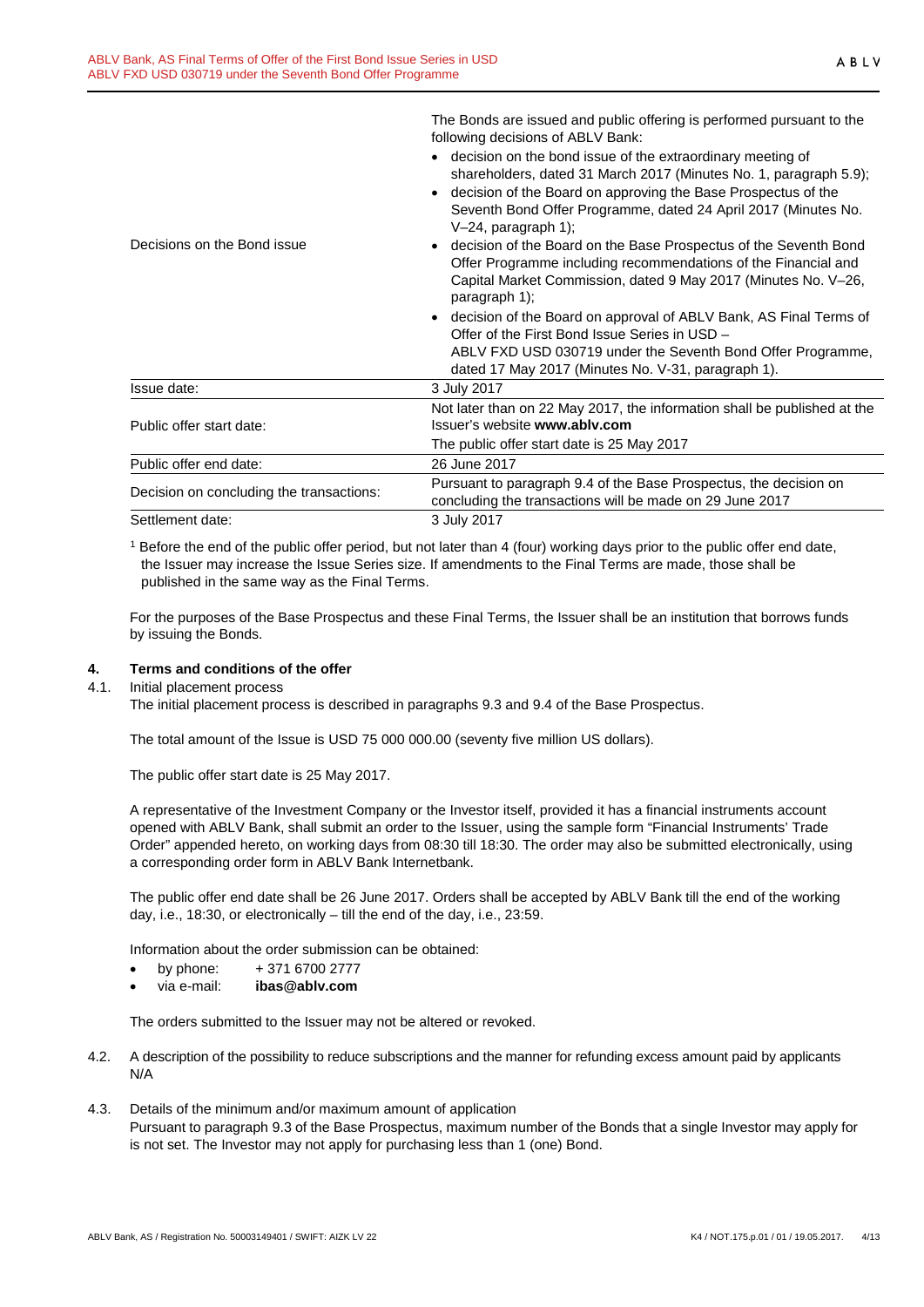| | |
|---|---|
| Decisions on the Bond issue | The Bonds are issued and public offering is performed pursuant to the following decisions of ABLV Bank:<br>• decision on the bond issue of the extraordinary meeting of shareholders, dated 31 March 2017 (Minutes No. 1, paragraph 5.9);<br>• decision of the Board on approving the Base Prospectus of the Seventh Bond Offer Programme, dated 24 April 2017 (Minutes No. V–24, paragraph 1);<br>• decision of the Board on the Base Prospectus of the Seventh Bond Offer Programme including recommendations of the Financial and Capital Market Commission, dated 9 May 2017 (Minutes No. V–26, paragraph 1);<br>• decision of the Board on approval of ABLV Bank, AS Final Terms of Offer of the First Bond Issue Series in USD – ABLV FXD USD 030719 under the Seventh Bond Offer Programme, dated 17 May 2017 (Minutes No. V-31, paragraph 1). |
| Issue date: | 3 July 2017 |
| Public offer start date: | Not later than on 22 May 2017, the information shall be published at the Issuer's website **www.ablv.com**<br>The public offer start date is 25 May 2017 |
| Public offer end date: | 26 June 2017 |
| Decision on concluding the transactions: | Pursuant to paragraph 9.4 of the Base Prospectus, the decision on concluding the transactions will be made on 29 June 2017 |
| Settlement date: | 3 July 2017 |

[1] Before the end of the public offer period, but not later than 4 (four) working days prior to the public offer end date, the Issuer may increase the Issue Series size. If amendments to the Final Terms are made, those shall be published in the same way as the Final Terms.

For the purposes of the Base Prospectus and these Final Terms, the Issuer shall be an institution that borrows funds by issuing the Bonds.

## 4. Terms and conditions of the offer

4.1. Initial placement process

The initial placement process is described in paragraphs 9.3 and 9.4 of the Base Prospectus.

The total amount of the Issue is USD 75 000 000.00 (seventy five million US dollars).

The public offer start date is 25 May 2017.

A representative of the Investment Company or the Investor itself, provided it has a financial instruments account opened with ABLV Bank, shall submit an order to the Issuer, using the sample form "Financial Instruments' Trade Order" appended hereto, on working days from 08:30 till 18:30. The order may also be submitted electronically, using a corresponding order form in ABLV Bank Internetbank.

The public offer end date shall be 26 June 2017. Orders shall be accepted by ABLV Bank till the end of the working day, i.e., 18:30, or electronically – till the end of the day, i.e., 23:59.

Information about the order submission can be obtained:

- by phone: + 371 6700 2777
- via e-mail: **ibas@ablv.com**

The orders submitted to the Issuer may not be altered or revoked.

4.2. A description of the possibility to reduce subscriptions and the manner for refunding excess amount paid by applicants

N/A

4.3. Details of the minimum and/or maximum amount of application

Pursuant to paragraph 9.3 of the Base Prospectus, maximum number of the Bonds that a single Investor may apply for is not set. The Investor may not apply for purchasing less than 1 (one) Bond.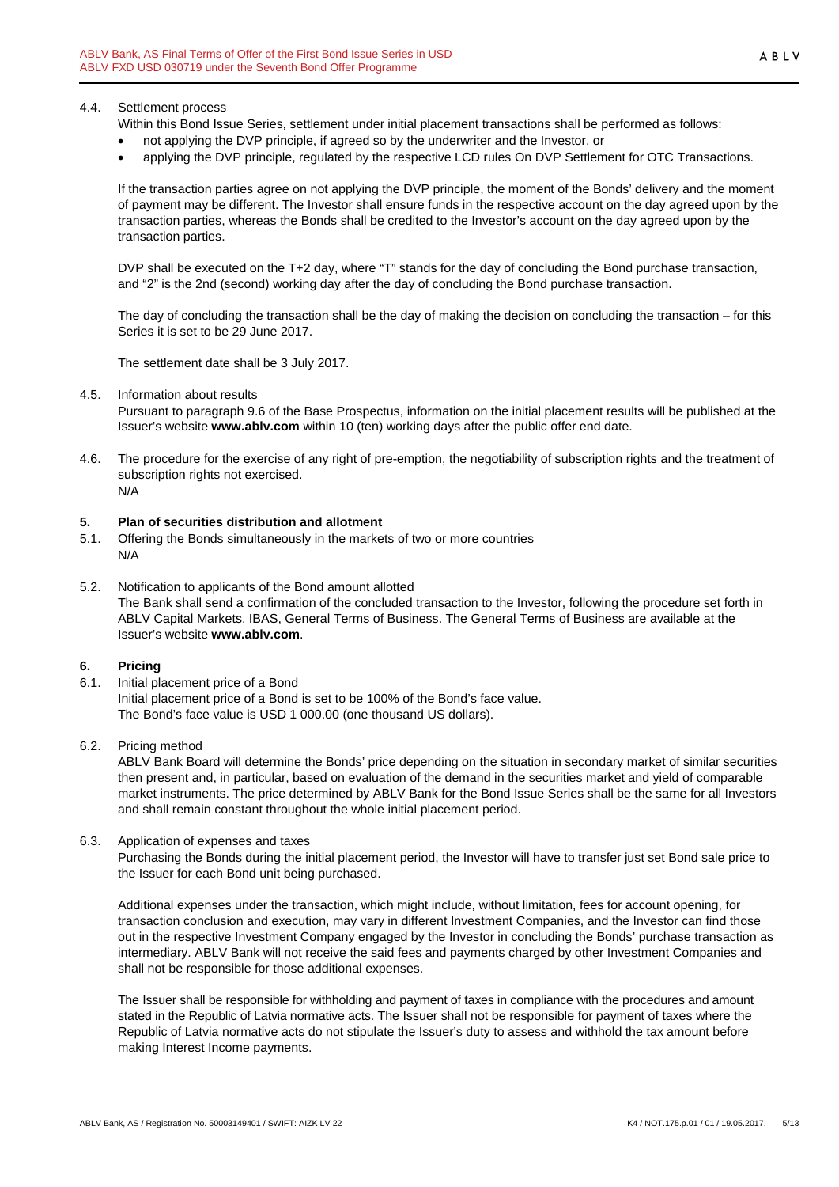4.4. Settlement process

Within this Bond Issue Series, settlement under initial placement transactions shall be performed as follows:

- not applying the DVP principle, if agreed so by the underwriter and the Investor, or
- applying the DVP principle, regulated by the respective LCD rules On DVP Settlement for OTC Transactions.

If the transaction parties agree on not applying the DVP principle, the moment of the Bonds' delivery and the moment of payment may be different. The Investor shall ensure funds in the respective account on the day agreed upon by the transaction parties, whereas the Bonds shall be credited to the Investor's account on the day agreed upon by the transaction parties.

DVP shall be executed on the T+2 day, where "T" stands for the day of concluding the Bond purchase transaction, and "2" is the 2nd (second) working day after the day of concluding the Bond purchase transaction.

The day of concluding the transaction shall be the day of making the decision on concluding the transaction – for this Series it is set to be 29 June 2017.

The settlement date shall be 3 July 2017.

4.5. Information about results

Pursuant to paragraph 9.6 of the Base Prospectus, information on the initial placement results will be published at the Issuer's website **www.ablv.com** within 10 (ten) working days after the public offer end date.

4.6. The procedure for the exercise of any right of pre-emption, the negotiability of subscription rights and the treatment of subscription rights not exercised.

N/A

## 5. Plan of securities distribution and allotment

5.1. Offering the Bonds simultaneously in the markets of two or more countries

N/A

5.2. Notification to applicants of the Bond amount allotted

The Bank shall send a confirmation of the concluded transaction to the Investor, following the procedure set forth in ABLV Capital Markets, IBAS, General Terms of Business. The General Terms of Business are available at the Issuer's website **www.ablv.com**.

## 6. Pricing

6.1. Initial placement price of a Bond

Initial placement price of a Bond is set to be 100% of the Bond's face value.
The Bond's face value is USD 1 000.00 (one thousand US dollars).

6.2. Pricing method

ABLV Bank Board will determine the Bonds' price depending on the situation in secondary market of similar securities then present and, in particular, based on evaluation of the demand in the securities market and yield of comparable market instruments. The price determined by ABLV Bank for the Bond Issue Series shall be the same for all Investors and shall remain constant throughout the whole initial placement period.

6.3. Application of expenses and taxes

Purchasing the Bonds during the initial placement period, the Investor will have to transfer just set Bond sale price to the Issuer for each Bond unit being purchased.

Additional expenses under the transaction, which might include, without limitation, fees for account opening, for transaction conclusion and execution, may vary in different Investment Companies, and the Investor can find those out in the respective Investment Company engaged by the Investor in concluding the Bonds' purchase transaction as intermediary. ABLV Bank will not receive the said fees and payments charged by other Investment Companies and shall not be responsible for those additional expenses.

The Issuer shall be responsible for withholding and payment of taxes in compliance with the procedures and amount stated in the Republic of Latvia normative acts. The Issuer shall not be responsible for payment of taxes where the Republic of Latvia normative acts do not stipulate the Issuer's duty to assess and withhold the tax amount before making Interest Income payments.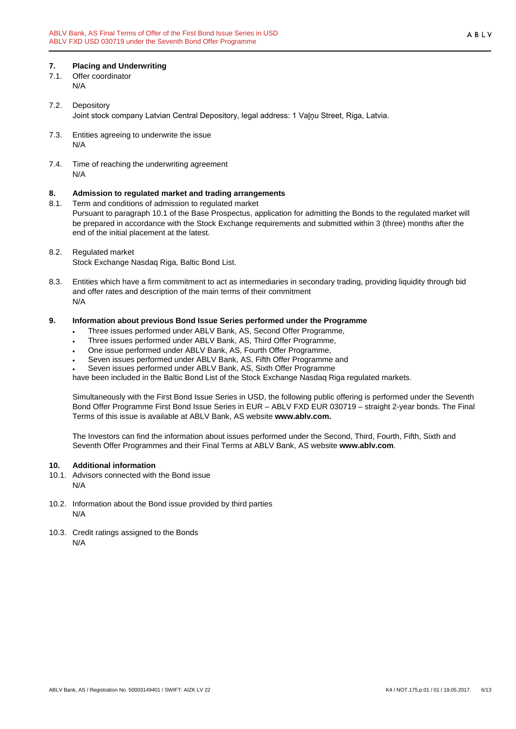## 7. Placing and Underwriting

7.1. Offer coordinator

N/A

7.2. Depository

Joint stock company Latvian Central Depository, legal address: 1 Vaļņu Street, Riga, Latvia.

7.3. Entities agreeing to underwrite the issue

N/A

7.4. Time of reaching the underwriting agreement

N/A

## 8. Admission to regulated market and trading arrangements

8.1. Term and conditions of admission to regulated market

Pursuant to paragraph 10.1 of the Base Prospectus, application for admitting the Bonds to the regulated market will be prepared in accordance with the Stock Exchange requirements and submitted within 3 (three) months after the end of the initial placement at the latest.

8.2. Regulated market

Stock Exchange Nasdaq Riga, Baltic Bond List.

8.3. Entities which have a firm commitment to act as intermediaries in secondary trading, providing liquidity through bid and offer rates and description of the main terms of their commitment

N/A

## 9. Information about previous Bond Issue Series performed under the Programme

- Three issues performed under ABLV Bank, AS, Second Offer Programme,
- Three issues performed under ABLV Bank, AS, Third Offer Programme,
- One issue performed under ABLV Bank, AS, Fourth Offer Programme,
- Seven issues performed under ABLV Bank, AS, Fifth Offer Programme and
- Seven issues performed under ABLV Bank, AS, Sixth Offer Programme

have been included in the Baltic Bond List of the Stock Exchange Nasdaq Riga regulated markets.

Simultaneously with the First Bond Issue Series in USD, the following public offering is performed under the Seventh Bond Offer Programme First Bond Issue Series in EUR – ABLV FXD EUR 030719 – straight 2-year bonds. The Final Terms of this issue is available at ABLV Bank, AS website **www.ablv.com.**

The Investors can find the information about issues performed under the Second, Third, Fourth, Fifth, Sixth and Seventh Offer Programmes and their Final Terms at ABLV Bank, AS website **www.ablv.com**.

## 10. Additional information

10.1. Advisors connected with the Bond issue

N/A

10.2. Information about the Bond issue provided by third parties

N/A

10.3. Credit ratings assigned to the Bonds

N/A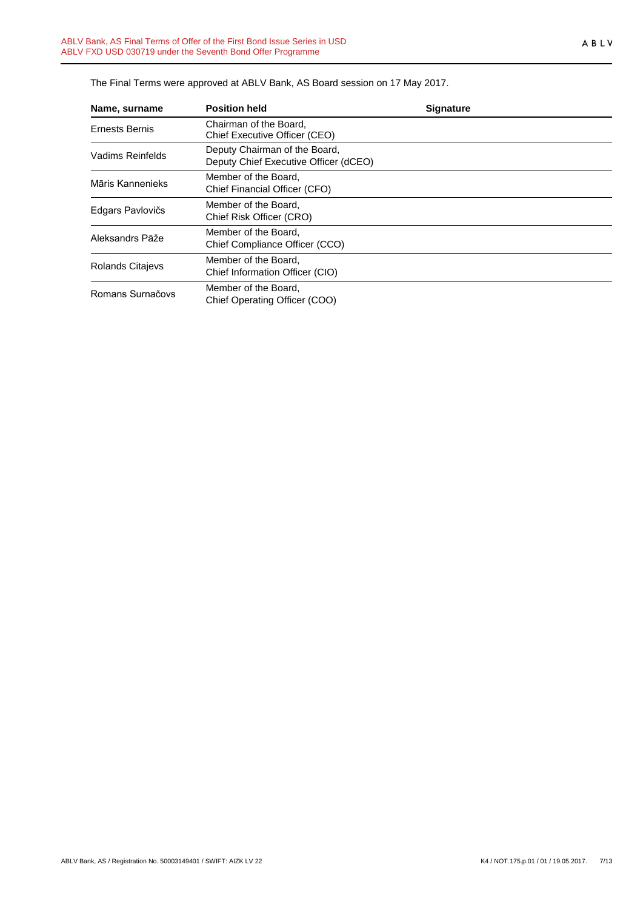The Final Terms were approved at ABLV Bank, AS Board session on 17 May 2017.

| Name, surname | Position held | Signature |
|---|---|---|
| Ernests Bernis | Chairman of the Board, Chief Executive Officer (CEO) | |
| Vadims Reinfelds | Deputy Chairman of the Board, Deputy Chief Executive Officer (dCEO) | |
| Māris Kannenieks | Member of the Board, Chief Financial Officer (CFO) | |
| Edgars Pavlovičs | Member of the Board, Chief Risk Officer (CRO) | |
| Aleksandrs Pāže | Member of the Board, Chief Compliance Officer (CCO) | |
| Rolands Citajevs | Member of the Board, Chief Information Officer (CIO) | |
| Romans Surnačovs | Member of the Board, Chief Operating Officer (COO) | |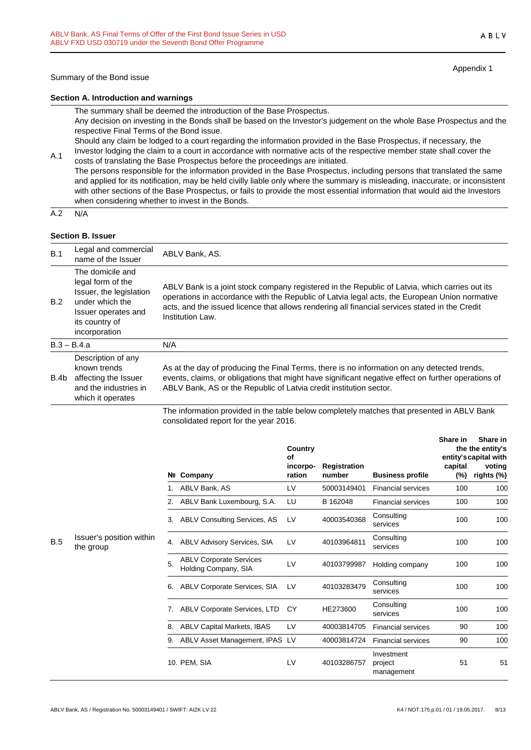Appendix 1

Summary of the Bond issue

**Section A. Introduction and warnings**

| | |
|---|---|
| A.1 | The summary shall be deemed the introduction of the Base Prospectus.<br>Any decision on investing in the Bonds shall be based on the Investor's judgement on the whole Base Prospectus and the respective Final Terms of the Bond issue.<br>Should any claim be lodged to a court regarding the information provided in the Base Prospectus, if necessary, the Investor lodging the claim to a court in accordance with normative acts of the respective member state shall cover the costs of translating the Base Prospectus before the proceedings are initiated.<br>The persons responsible for the information provided in the Base Prospectus, including persons that translated the same and applied for its notification, may be held civilly liable only where the summary is misleading, inaccurate, or inconsistent with other sections of the Base Prospectus, or fails to provide the most essential information that would aid the Investors when considering whether to invest in the Bonds. |
| A.2 | N/A |

**Section B. Issuer**

| | | |
|---|---|---|
| B.1 | Legal and commercial name of the Issuer | ABLV Bank, AS. |
| B.2 | The domicile and legal form of the Issuer, the legislation under which the Issuer operates and its country of incorporation | ABLV Bank is a joint stock company registered in the Republic of Latvia, which carries out its operations in accordance with the Republic of Latvia legal acts, the European Union normative acts, and the issued licence that allows rendering all financial services stated in the Credit Institution Law. |
| B.3 – B.4.a | | N/A |
| B.4b | Description of any known trends affecting the Issuer and the industries in which it operates | As at the day of producing the Final Terms, there is no information on any detected trends, events, claims, or obligations that might have significant negative effect on further operations of ABLV Bank, AS or the Republic of Latvia credit institution sector. |
| B.5 | Issuer's position within the group | The information provided in the table below completely matches that presented in ABLV Bank consolidated report for the year 2016. |

| № | Company | Country of incorpo-ration | Registration number | Business profile | Share in the entity's capital (%) | Share in the entity's capital with voting rights (%) |
|---|---|---|---|---|---|---|
| 1. | ABLV Bank, AS | LV | 50003149401 | Financial services | 100 | 100 |
| 2. | ABLV Bank Luxembourg, S.A. | LU | B 162048 | Financial services | 100 | 100 |
| 3. | ABLV Consulting Services, AS | LV | 40003540368 | Consulting services | 100 | 100 |
| 4. | ABLV Advisory Services, SIA | LV | 40103964811 | Consulting services | 100 | 100 |
| 5. | ABLV Corporate Services Holding Company, SIA | LV | 40103799987 | Holding company | 100 | 100 |
| 6. | ABLV Corporate Services, SIA | LV | 40103283479 | Consulting services | 100 | 100 |
| 7. | ABLV Corporate Services, LTD | CY | HE273600 | Consulting services | 100 | 100 |
| 8. | ABLV Capital Markets, IBAS | LV | 40003814705 | Financial services | 90 | 100 |
| 9. | ABLV Asset Management, IPAS | LV | 40003814724 | Financial services | 90 | 100 |
| 10. | PEM, SIA | LV | 40103286757 | Investment project management | 51 | 51 |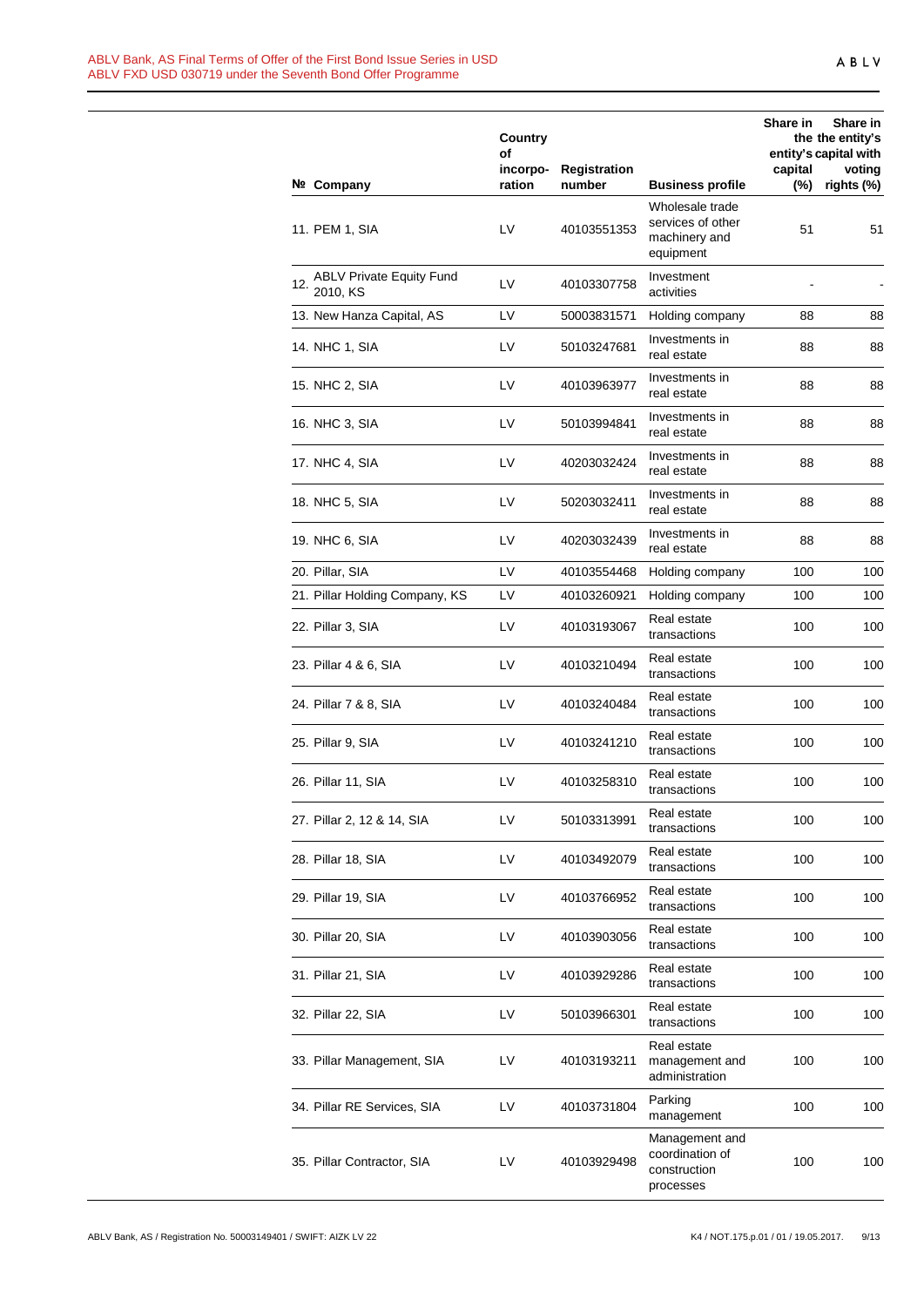| № | Company | Country of incorpo-ration | Registration number | Business profile | Share in the entity's capital (%) | Share in the entity's capital with voting rights (%) |
|---|---|---|---|---|---|---|
| 11. | PEM 1, SIA | LV | 40103551353 | Wholesale trade services of other machinery and equipment | 51 | 51 |
| 12. | ABLV Private Equity Fund 2010, KS | LV | 40103307758 | Investment activities | - | - |
| 13. | New Hanza Capital, AS | LV | 50003831571 | Holding company | 88 | 88 |
| 14. | NHC 1, SIA | LV | 50103247681 | Investments in real estate | 88 | 88 |
| 15. | NHC 2, SIA | LV | 40103963977 | Investments in real estate | 88 | 88 |
| 16. | NHC 3, SIA | LV | 50103994841 | Investments in real estate | 88 | 88 |
| 17. | NHC 4, SIA | LV | 40203032424 | Investments in real estate | 88 | 88 |
| 18. | NHC 5, SIA | LV | 50203032411 | Investments in real estate | 88 | 88 |
| 19. | NHC 6, SIA | LV | 40203032439 | Investments in real estate | 88 | 88 |
| 20. | Pillar, SIA | LV | 40103554468 | Holding company | 100 | 100 |
| 21. | Pillar Holding Company, KS | LV | 40103260921 | Holding company | 100 | 100 |
| 22. | Pillar 3, SIA | LV | 40103193067 | Real estate transactions | 100 | 100 |
| 23. | Pillar 4 & 6, SIA | LV | 40103210494 | Real estate transactions | 100 | 100 |
| 24. | Pillar 7 & 8, SIA | LV | 40103240484 | Real estate transactions | 100 | 100 |
| 25. | Pillar 9, SIA | LV | 40103241210 | Real estate transactions | 100 | 100 |
| 26. | Pillar 11, SIA | LV | 40103258310 | Real estate transactions | 100 | 100 |
| 27. | Pillar 2, 12 & 14, SIA | LV | 50103313991 | Real estate transactions | 100 | 100 |
| 28. | Pillar 18, SIA | LV | 40103492079 | Real estate transactions | 100 | 100 |
| 29. | Pillar 19, SIA | LV | 40103766952 | Real estate transactions | 100 | 100 |
| 30. | Pillar 20, SIA | LV | 40103903056 | Real estate transactions | 100 | 100 |
| 31. | Pillar 21, SIA | LV | 40103929286 | Real estate transactions | 100 | 100 |
| 32. | Pillar 22, SIA | LV | 50103966301 | Real estate transactions | 100 | 100 |
| 33. | Pillar Management, SIA | LV | 40103193211 | Real estate management and administration | 100 | 100 |
| 34. | Pillar RE Services, SIA | LV | 40103731804 | Parking management | 100 | 100 |
| 35. | Pillar Contractor, SIA | LV | 40103929498 | Management and coordination of construction processes | 100 | 100 |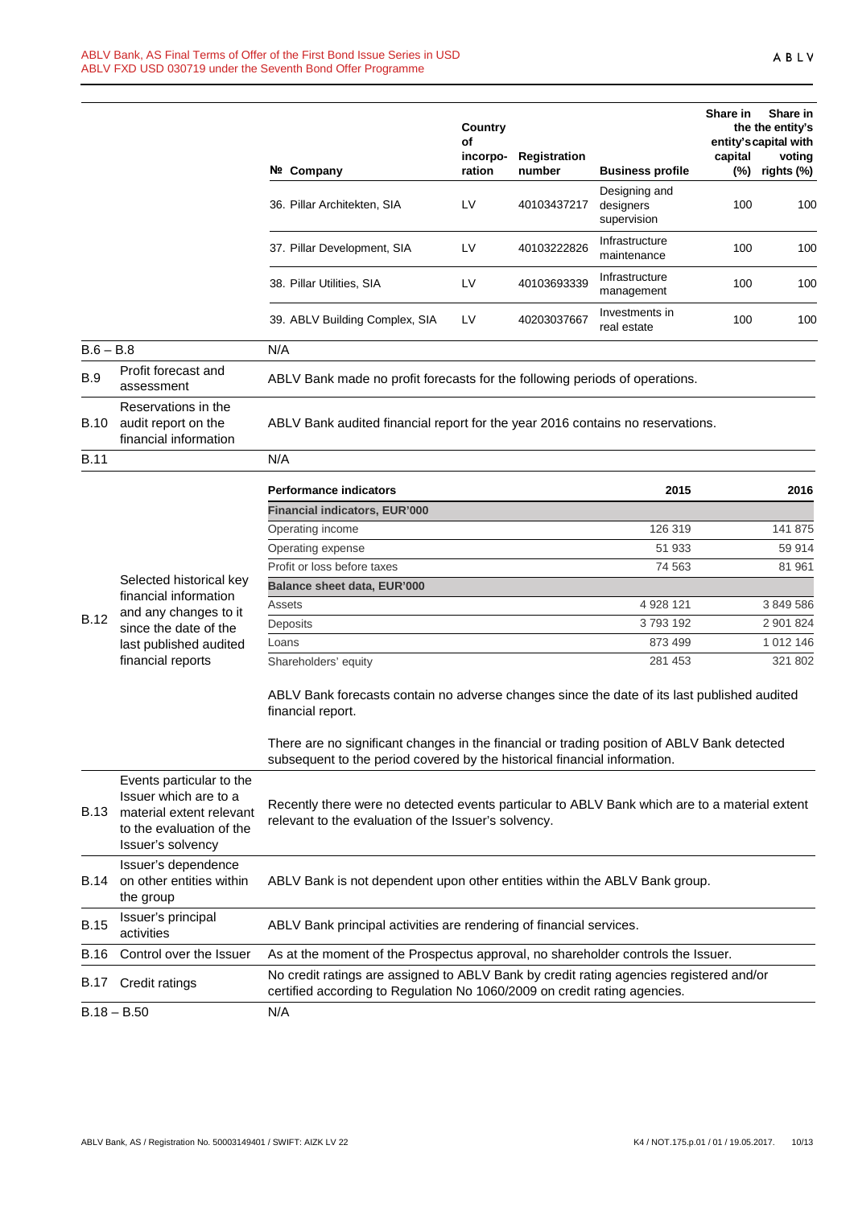| № | Company | Country of incorpo-ration | Registration number | Business profile | Share in the entity's capital (%) | Share in the entity's capital with voting rights (%) |
|---|---|---|---|---|---|---|
| 36. | Pillar Architekten, SIA | LV | 40103437217 | Designing and designers supervision | 100 | 100 |
| 37. | Pillar Development, SIA | LV | 40103222826 | Infrastructure maintenance | 100 | 100 |
| 38. | Pillar Utilities, SIA | LV | 40103693339 | Infrastructure management | 100 | 100 |
| 39. | ABLV Building Complex, SIA | LV | 40203037667 | Investments in real estate | 100 | 100 |

| | | |
|---|---|---|
| B.6 – B.8 | | N/A |
| B.9 | Profit forecast and assessment | ABLV Bank made no profit forecasts for the following periods of operations. |
| B.10 | Reservations in the audit report on the financial information | ABLV Bank audited financial report for the year 2016 contains no reservations. |
| B.11 | | N/A |

**B.12 Selected historical key financial information and any changes to it since the date of the last published audited financial reports**

| Performance indicators | 2015 | 2016 |
|---|---|---|
| **Financial indicators, EUR'000** | | |
| Operating income | 126 319 | 141 875 |
| Operating expense | 51 933 | 59 914 |
| Profit or loss before taxes | 74 563 | 81 961 |
| **Balance sheet data, EUR'000** | | |
| Assets | 4 928 121 | 3 849 586 |
| Deposits | 3 793 192 | 2 901 824 |
| Loans | 873 499 | 1 012 146 |
| Shareholders' equity | 281 453 | 321 802 |

ABLV Bank forecasts contain no adverse changes since the date of its last published audited financial report.

There are no significant changes in the financial or trading position of ABLV Bank detected subsequent to the period covered by the historical financial information.

| | | |
|---|---|---|
| B.13 | Events particular to the Issuer which are to a material extent relevant to the evaluation of the Issuer's solvency | Recently there were no detected events particular to ABLV Bank which are to a material extent relevant to the evaluation of the Issuer's solvency. |
| B.14 | Issuer's dependence on other entities within the group | ABLV Bank is not dependent upon other entities within the ABLV Bank group. |
| B.15 | Issuer's principal activities | ABLV Bank principal activities are rendering of financial services. |
| B.16 | Control over the Issuer | As at the moment of the Prospectus approval, no shareholder controls the Issuer. |
| B.17 | Credit ratings | No credit ratings are assigned to ABLV Bank by credit rating agencies registered and/or certified according to Regulation No 1060/2009 on credit rating agencies. |
| B.18 – B.50 | | N/A |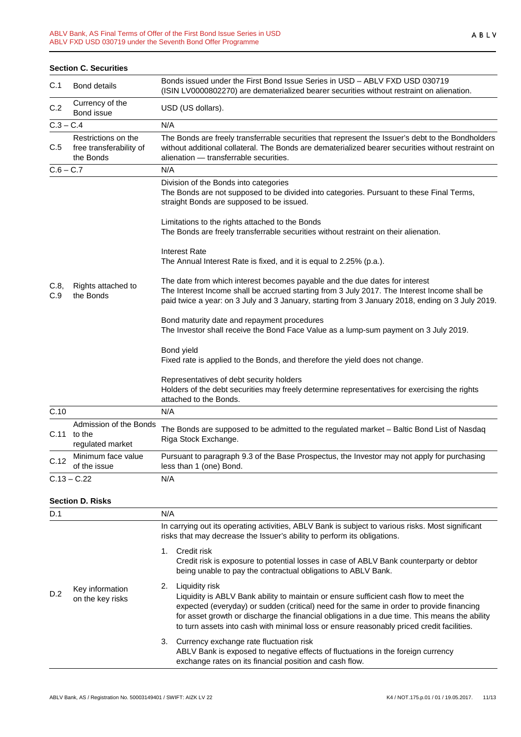**Section C. Securities**

| | | |
|---|---|---|
| C.1 | Bond details | Bonds issued under the First Bond Issue Series in USD – ABLV FXD USD 030719 (ISIN LV0000802270) are dematerialized bearer securities without restraint on alienation. |
| C.2 | Currency of the Bond issue | USD (US dollars). |
| C.3 – C.4 | | N/A |
| C.5 | Restrictions on the free transferability of the Bonds | The Bonds are freely transferrable securities that represent the Issuer's debt to the Bondholders without additional collateral. The Bonds are dematerialized bearer securities without restraint on alienation — transferrable securities. |
| C.6 – C.7 | | N/A |
| C.8, C.9 | Rights attached to the Bonds | Division of the Bonds into categories<br>The Bonds are not supposed to be divided into categories. Pursuant to these Final Terms, straight Bonds are supposed to be issued.<br><br>Limitations to the rights attached to the Bonds<br>The Bonds are freely transferrable securities without restraint on their alienation.<br><br>Interest Rate<br>The Annual Interest Rate is fixed, and it is equal to 2.25% (p.a.).<br><br>The date from which interest becomes payable and the due dates for interest<br>The Interest Income shall be accrued starting from 3 July 2017. The Interest Income shall be paid twice a year: on 3 July and 3 January, starting from 3 January 2018, ending on 3 July 2019.<br><br>Bond maturity date and repayment procedures<br>The Investor shall receive the Bond Face Value as a lump-sum payment on 3 July 2019.<br><br>Bond yield<br>Fixed rate is applied to the Bonds, and therefore the yield does not change.<br><br>Representatives of debt security holders<br>Holders of the debt securities may freely determine representatives for exercising the rights attached to the Bonds. |
| C.10 | | N/A |
| C.11 | Admission of the Bonds to the regulated market | The Bonds are supposed to be admitted to the regulated market – Baltic Bond List of Nasdaq Riga Stock Exchange. |
| C.12 | Minimum face value of the issue | Pursuant to paragraph 9.3 of the Base Prospectus, the Investor may not apply for purchasing less than 1 (one) Bond. |
| C.13 – C.22 | | N/A |

**Section D. Risks**

| | | |
|---|---|---|
| D.1 | | N/A |
| D.2 | Key information on the key risks | In carrying out its operating activities, ABLV Bank is subject to various risks. Most significant risks that may decrease the Issuer's ability to perform its obligations.<br><br>1. Credit risk<br>Credit risk is exposure to potential losses in case of ABLV Bank counterparty or debtor being unable to pay the contractual obligations to ABLV Bank.<br><br>2. Liquidity risk<br>Liquidity is ABLV Bank ability to maintain or ensure sufficient cash flow to meet the expected (everyday) or sudden (critical) need for the same in order to provide financing for asset growth or discharge the financial obligations in a due time. This means the ability to turn assets into cash with minimal loss or ensure reasonably priced credit facilities.<br><br>3. Currency exchange rate fluctuation risk<br>ABLV Bank is exposed to negative effects of fluctuations in the foreign currency exchange rates on its financial position and cash flow. |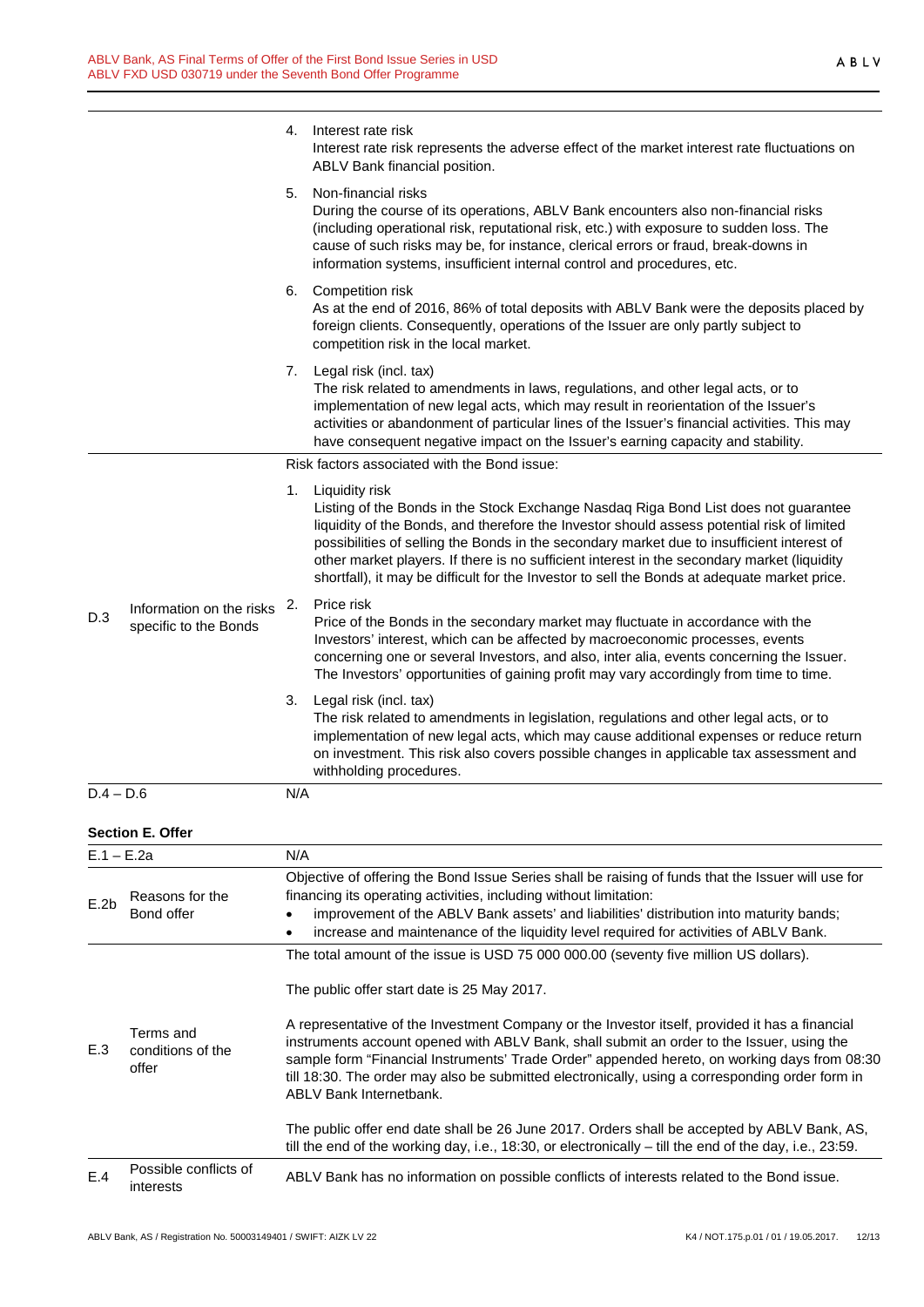| | | |
|---|---|---|
| | | 4. Interest rate risk<br>Interest rate risk represents the adverse effect of the market interest rate fluctuations on ABLV Bank financial position.<br><br>5. Non-financial risks<br>During the course of its operations, ABLV Bank encounters also non-financial risks (including operational risk, reputational risk, etc.) with exposure to sudden loss. The cause of such risks may be, for instance, clerical errors or fraud, break-downs in information systems, insufficient internal control and procedures, etc.<br><br>6. Competition risk<br>As at the end of 2016, 86% of total deposits with ABLV Bank were the deposits placed by foreign clients. Consequently, operations of the Issuer are only partly subject to competition risk in the local market.<br><br>7. Legal risk (incl. tax)<br>The risk related to amendments in laws, regulations, and other legal acts, or to implementation of new legal acts, which may result in reorientation of the Issuer's activities or abandonment of particular lines of the Issuer's financial activities. This may have consequent negative impact on the Issuer's earning capacity and stability. |
| D.3 | Information on the risks specific to the Bonds | Risk factors associated with the Bond issue:<br><br>1. Liquidity risk<br>Listing of the Bonds in the Stock Exchange Nasdaq Riga Bond List does not guarantee liquidity of the Bonds, and therefore the Investor should assess potential risk of limited possibilities of selling the Bonds in the secondary market due to insufficient interest of other market players. If there is no sufficient interest in the secondary market (liquidity shortfall), it may be difficult for the Investor to sell the Bonds at adequate market price.<br><br>2. Price risk<br>Price of the Bonds in the secondary market may fluctuate in accordance with the Investors' interest, which can be affected by macroeconomic processes, events concerning one or several Investors, and also, inter alia, events concerning the Issuer. The Investors' opportunities of gaining profit may vary accordingly from time to time.<br><br>3. Legal risk (incl. tax)<br>The risk related to amendments in legislation, regulations and other legal acts, or to implementation of new legal acts, which may cause additional expenses or reduce return on investment. This risk also covers possible changes in applicable tax assessment and withholding procedures. |
| D.4 – D.6 | | N/A |

**Section E. Offer**

| | | |
|---|---|---|
| E.1 – E.2a | | N/A |
| E.2b | Reasons for the Bond offer | Objective of offering the Bond Issue Series shall be raising of funds that the Issuer will use for financing its operating activities, including without limitation:<br>• improvement of the ABLV Bank assets' and liabilities' distribution into maturity bands;<br>• increase and maintenance of the liquidity level required for activities of ABLV Bank. |
| E.3 | Terms and conditions of the offer | The total amount of the issue is USD 75 000 000.00 (seventy five million US dollars).<br><br>The public offer start date is 25 May 2017.<br><br>A representative of the Investment Company or the Investor itself, provided it has a financial instruments account opened with ABLV Bank, shall submit an order to the Issuer, using the sample form "Financial Instruments' Trade Order" appended hereto, on working days from 08:30 till 18:30. The order may also be submitted electronically, using a corresponding order form in ABLV Bank Internetbank.<br><br>The public offer end date shall be 26 June 2017. Orders shall be accepted by ABLV Bank, AS, till the end of the working day, i.e., 18:30, or electronically – till the end of the day, i.e., 23:59. |
| E.4 | Possible conflicts of interests | ABLV Bank has no information on possible conflicts of interests related to the Bond issue. |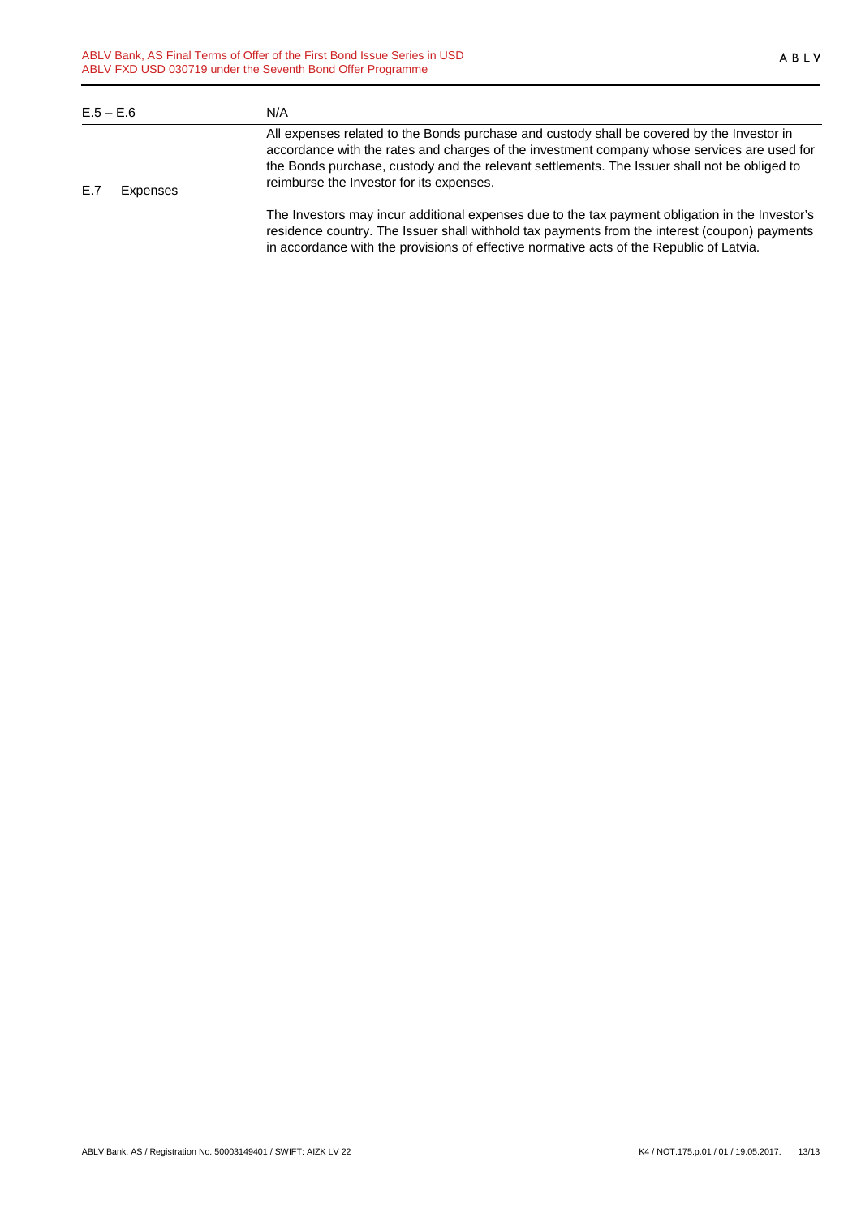| | |
|---|---|
| E.5 – E.6 | N/A |
| E.7 Expenses | All expenses related to the Bonds purchase and custody shall be covered by the Investor in accordance with the rates and charges of the investment company whose services are used for the Bonds purchase, custody and the relevant settlements. The Issuer shall not be obliged to reimburse the Investor for its expenses.<br><br>The Investors may incur additional expenses due to the tax payment obligation in the Investor's residence country. The Issuer shall withhold tax payments from the interest (coupon) payments in accordance with the provisions of effective normative acts of the Republic of Latvia. |